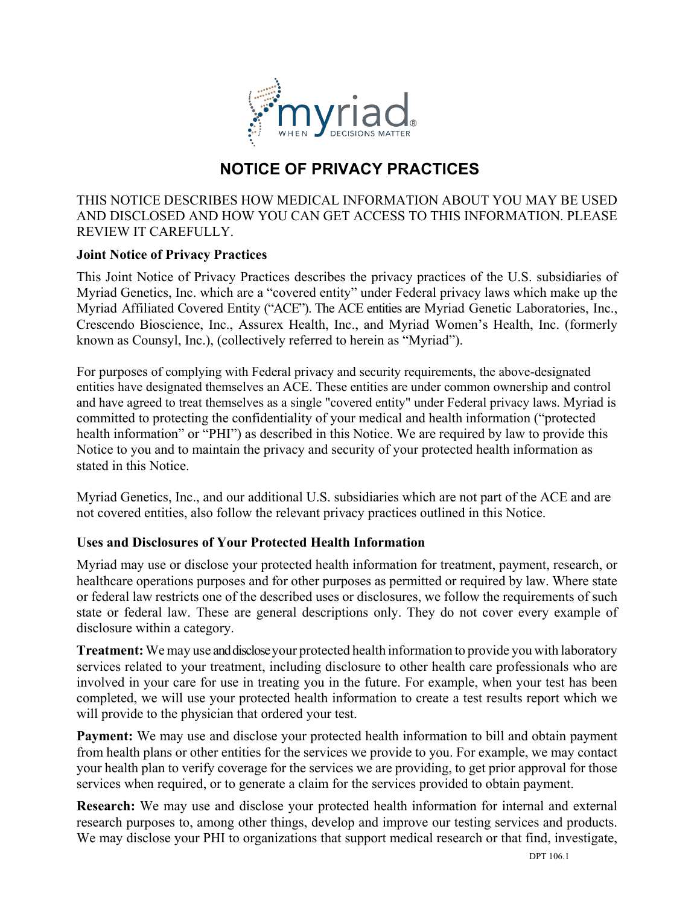# NOTICE OF PRIVACY PRACTICES

THIS NOTICE DESCRIBES HOW MEDICAL INFORMATION ABOUT YOU MAY BE USED AND DISCLOSED AND HOW YOU CAN GET ACCESS TO THIS INFORMATION. PLEASE REVIEW IT CAREFULLY.

**Joint Notice of Privacy Practices**

This Joint Notice of Privacy Practices describes the privacy practices of the U.S. subsidiaries of Myriad Genetics, Inc. which are a "covered entity" under Federal privacy laws which make up the Myriad Affiliated Covered Entity ("ACE"). The ACE entities are Myriad Genetic Laboratories, Inc., Crescendo Bioscience, Inc., Assurex Health, Inc., and Myriad Women's Health, Inc. (formerly known as Counsyl, Inc.), (collectively referred to herein as "Myriad").

For purposes of complying with Federal privacy and security requirements, the above-designated entities have designated themselves an ACE. These entities are under common ownership and control and have agreed to treat themselves as a single "covered entity" under Federal privacy laws. Myriad is committed to protecting the confidentiality of your medical and health information ("protected health information" or "PHI") as described in this Notice. We are required by law to provide this Notice to you and to maintain the privacy and security of your protected health information as stated in this Notice.

Myriad Genetics, Inc., and our additional U.S. subsidiaries which are not part of the ACE and are not covered entities, also follow the relevant privacy practices outlined in this Notice.

**Uses and Disclosures of Your Protected Health Information**

Myriad may use or disclose your protected health information for treatment, payment, research, or healthcare operations purposes and for other purposes as permitted or required by law. Where state or federal law restricts one of the described uses or disclosures, we follow the requirements of such state or federal law. These are general descriptions only. They do not cover every example of disclosure within a category.

**Treatment:** We may use and disclose your protected health information to provide you with laboratory services related to your treatment, including disclosure to other health care professionals who are involved in your care for use in treating you in the future. For example, when your test has been completed, we will use your protected health information to create a test results report which we will provide to the physician that ordered your test.

**Payment:** We may use and disclose your protected health information to bill and obtain payment from health plans or other entities for the services we provide to you. For example, we may contact your health plan to verify coverage for the services we are providing, to get prior approval for those services when required, or to generate a claim for the services provided to obtain payment.

**Research:** We may use and disclose your protected health information for internal and external research purposes to, among other things, develop and improve our testing services and products. We may disclose your PHI to organizations that support medical research or that find, investigate,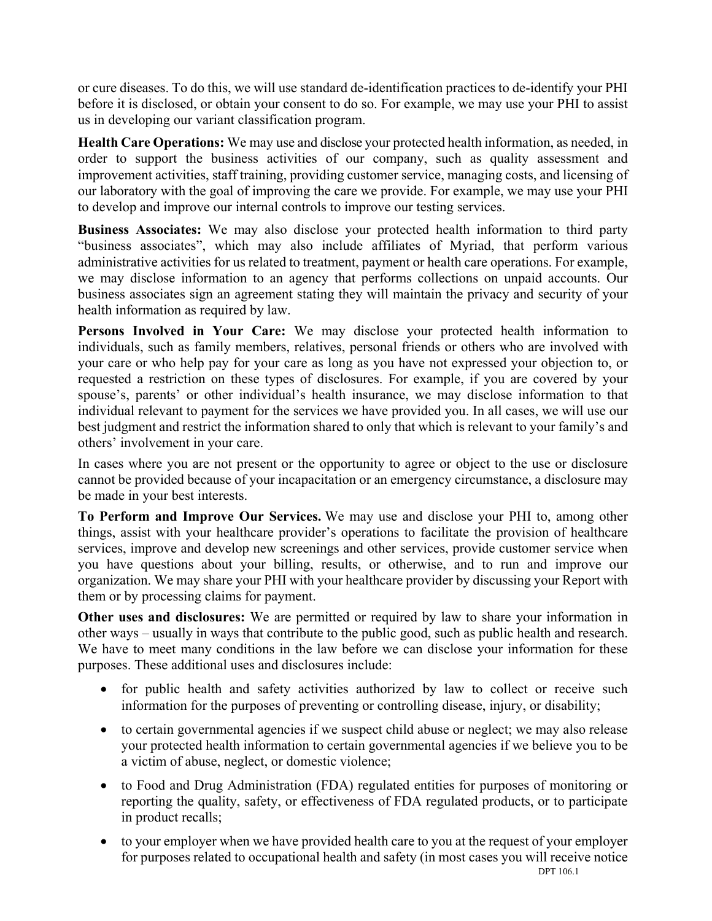or cure diseases. To do this, we will use standard de-identification practices to de-identify your PHI before it is disclosed, or obtain your consent to do so. For example, we may use your PHI to assist us in developing our variant classification program.

**Health Care Operations:** We may use and disclose your protected health information, as needed, in order to support the business activities of our company, such as quality assessment and improvement activities, staff training, providing customer service, managing costs, and licensing of our laboratory with the goal of improving the care we provide. For example, we may use your PHI to develop and improve our internal controls to improve our testing services.

**Business Associates:** We may also disclose your protected health information to third party "business associates", which may also include affiliates of Myriad, that perform various administrative activities for us related to treatment, payment or health care operations. For example, we may disclose information to an agency that performs collections on unpaid accounts. Our business associates sign an agreement stating they will maintain the privacy and security of your health information as required by law.

**Persons Involved in Your Care:** We may disclose your protected health information to individuals, such as family members, relatives, personal friends or others who are involved with your care or who help pay for your care as long as you have not expressed your objection to, or requested a restriction on these types of disclosures. For example, if you are covered by your spouse's, parents' or other individual's health insurance, we may disclose information to that individual relevant to payment for the services we have provided you. In all cases, we will use our best judgment and restrict the information shared to only that which is relevant to your family's and others' involvement in your care.

In cases where you are not present or the opportunity to agree or object to the use or disclosure cannot be provided because of your incapacitation or an emergency circumstance, a disclosure may be made in your best interests.

**To Perform and Improve Our Services.** We may use and disclose your PHI to, among other things, assist with your healthcare provider's operations to facilitate the provision of healthcare services, improve and develop new screenings and other services, provide customer service when you have questions about your billing, results, or otherwise, and to run and improve our organization. We may share your PHI with your healthcare provider by discussing your Report with them or by processing claims for payment.

**Other uses and disclosures:** We are permitted or required by law to share your information in other ways – usually in ways that contribute to the public good, such as public health and research. We have to meet many conditions in the law before we can disclose your information for these purposes. These additional uses and disclosures include:

- for public health and safety activities authorized by law to collect or receive such information for the purposes of preventing or controlling disease, injury, or disability;
- to certain governmental agencies if we suspect child abuse or neglect; we may also release your protected health information to certain governmental agencies if we believe you to be a victim of abuse, neglect, or domestic violence;
- to Food and Drug Administration (FDA) regulated entities for purposes of monitoring or reporting the quality, safety, or effectiveness of FDA regulated products, or to participate in product recalls;
- to your employer when we have provided health care to you at the request of your employer for purposes related to occupational health and safety (in most cases you will receive notice

DPT 106.1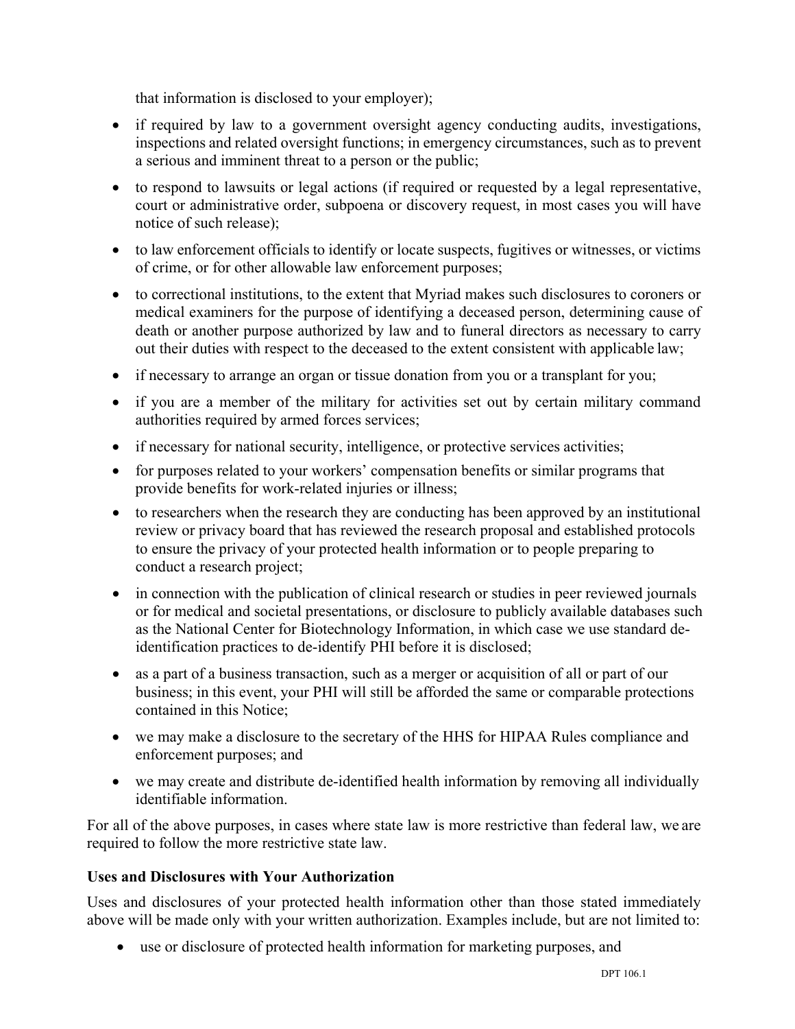that information is disclosed to your employer);

- if required by law to a government oversight agency conducting audits, investigations, inspections and related oversight functions; in emergency circumstances, such as to prevent a serious and imminent threat to a person or the public;
- to respond to lawsuits or legal actions (if required or requested by a legal representative, court or administrative order, subpoena or discovery request, in most cases you will have notice of such release);
- to law enforcement officials to identify or locate suspects, fugitives or witnesses, or victims of crime, or for other allowable law enforcement purposes;
- to correctional institutions, to the extent that Myriad makes such disclosures to coroners or medical examiners for the purpose of identifying a deceased person, determining cause of death or another purpose authorized by law and to funeral directors as necessary to carry out their duties with respect to the deceased to the extent consistent with applicable law;
- if necessary to arrange an organ or tissue donation from you or a transplant for you;
- if you are a member of the military for activities set out by certain military command authorities required by armed forces services;
- if necessary for national security, intelligence, or protective services activities;
- for purposes related to your workers' compensation benefits or similar programs that provide benefits for work-related injuries or illness;
- to researchers when the research they are conducting has been approved by an institutional review or privacy board that has reviewed the research proposal and established protocols to ensure the privacy of your protected health information or to people preparing to conduct a research project;
- in connection with the publication of clinical research or studies in peer reviewed journals or for medical and societal presentations, or disclosure to publicly available databases such as the National Center for Biotechnology Information, in which case we use standard de-identification practices to de-identify PHI before it is disclosed;
- as a part of a business transaction, such as a merger or acquisition of all or part of our business; in this event, your PHI will still be afforded the same or comparable protections contained in this Notice;
- we may make a disclosure to the secretary of the HHS for HIPAA Rules compliance and enforcement purposes; and
- we may create and distribute de-identified health information by removing all individually identifiable information.

For all of the above purposes, in cases where state law is more restrictive than federal law, we are required to follow the more restrictive state law.

**Uses and Disclosures with Your Authorization**

Uses and disclosures of your protected health information other than those stated immediately above will be made only with your written authorization. Examples include, but are not limited to:

- use or disclosure of protected health information for marketing purposes, and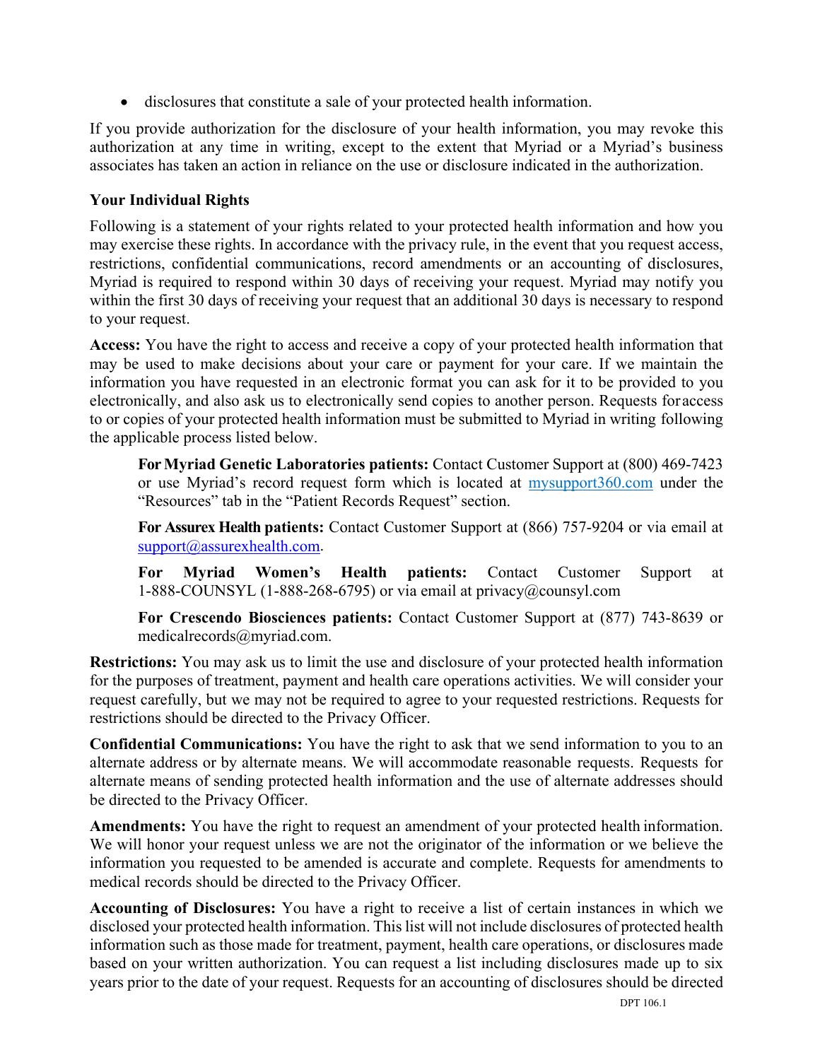- disclosures that constitute a sale of your protected health information.

If you provide authorization for the disclosure of your health information, you may revoke this authorization at any time in writing, except to the extent that Myriad or a Myriad's business associates has taken an action in reliance on the use or disclosure indicated in the authorization.

**Your Individual Rights**

Following is a statement of your rights related to your protected health information and how you may exercise these rights. In accordance with the privacy rule, in the event that you request access, restrictions, confidential communications, record amendments or an accounting of disclosures, Myriad is required to respond within 30 days of receiving your request. Myriad may notify you within the first 30 days of receiving your request that an additional 30 days is necessary to respond to your request.

**Access:** You have the right to access and receive a copy of your protected health information that may be used to make decisions about your care or payment for your care. If we maintain the information you have requested in an electronic format you can ask for it to be provided to you electronically, and also ask us to electronically send copies to another person. Requests for access to or copies of your protected health information must be submitted to Myriad in writing following the applicable process listed below.

> **For Myriad Genetic Laboratories patients:** Contact Customer Support at (800) 469-7423 or use Myriad's record request form which is located at [mysupport360.com](mysupport360.com) under the "Resources" tab in the "Patient Records Request" section.
>
> **For Assurex Health patients:** Contact Customer Support at (866) 757-9204 or via email at [support@assurexhealth.com](mailto:support@assurexhealth.com).
>
> **For Myriad Women's Health patients:** Contact Customer Support at 1-888-COUNSYL (1-888-268-6795) or via email at privacy@counsyl.com
>
> **For Crescendo Biosciences patients:** Contact Customer Support at (877) 743-8639 or medicalrecords@myriad.com.

**Restrictions:** You may ask us to limit the use and disclosure of your protected health information for the purposes of treatment, payment and health care operations activities. We will consider your request carefully, but we may not be required to agree to your requested restrictions. Requests for restrictions should be directed to the Privacy Officer.

**Confidential Communications:** You have the right to ask that we send information to you to an alternate address or by alternate means. We will accommodate reasonable requests. Requests for alternate means of sending protected health information and the use of alternate addresses should be directed to the Privacy Officer.

**Amendments:** You have the right to request an amendment of your protected health information. We will honor your request unless we are not the originator of the information or we believe the information you requested to be amended is accurate and complete. Requests for amendments to medical records should be directed to the Privacy Officer.

**Accounting of Disclosures:** You have a right to receive a list of certain instances in which we disclosed your protected health information. This list will not include disclosures of protected health information such as those made for treatment, payment, health care operations, or disclosures made based on your written authorization. You can request a list including disclosures made up to six years prior to the date of your request. Requests for an accounting of disclosures should be directed

DPT 106.1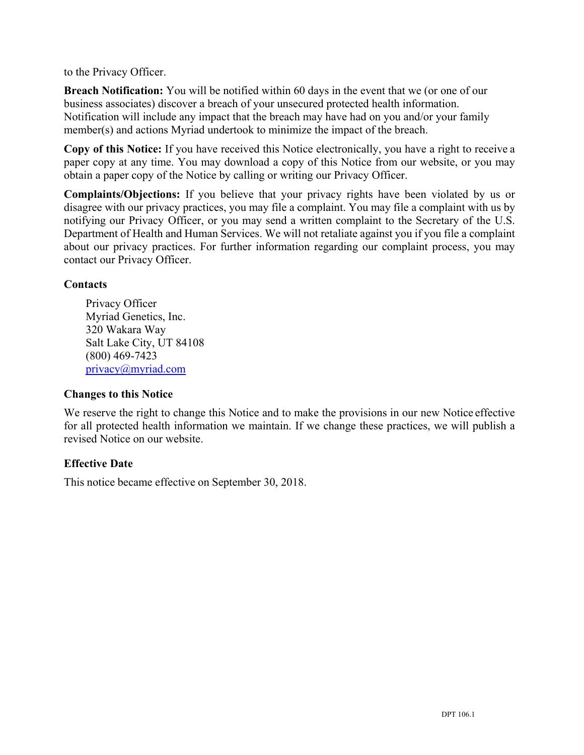to the Privacy Officer.

**Breach Notification:** You will be notified within 60 days in the event that we (or one of our business associates) discover a breach of your unsecured protected health information. Notification will include any impact that the breach may have had on you and/or your family member(s) and actions Myriad undertook to minimize the impact of the breach.

**Copy of this Notice:** If you have received this Notice electronically, you have a right to receive a paper copy at any time. You may download a copy of this Notice from our website, or you may obtain a paper copy of the Notice by calling or writing our Privacy Officer.

**Complaints/Objections:** If you believe that your privacy rights have been violated by us or disagree with our privacy practices, you may file a complaint. You may file a complaint with us by notifying our Privacy Officer, or you may send a written complaint to the Secretary of the U.S. Department of Health and Human Services. We will not retaliate against you if you file a complaint about our privacy practices. For further information regarding our complaint process, you may contact our Privacy Officer.

**Contacts**

Privacy Officer
Myriad Genetics, Inc.
320 Wakara Way
Salt Lake City, UT 84108
(800) 469-7423
privacy@myriad.com

**Changes to this Notice**

We reserve the right to change this Notice and to make the provisions in our new Notice effective for all protected health information we maintain. If we change these practices, we will publish a revised Notice on our website.

**Effective Date**

This notice became effective on September 30, 2018.

DPT 106.1